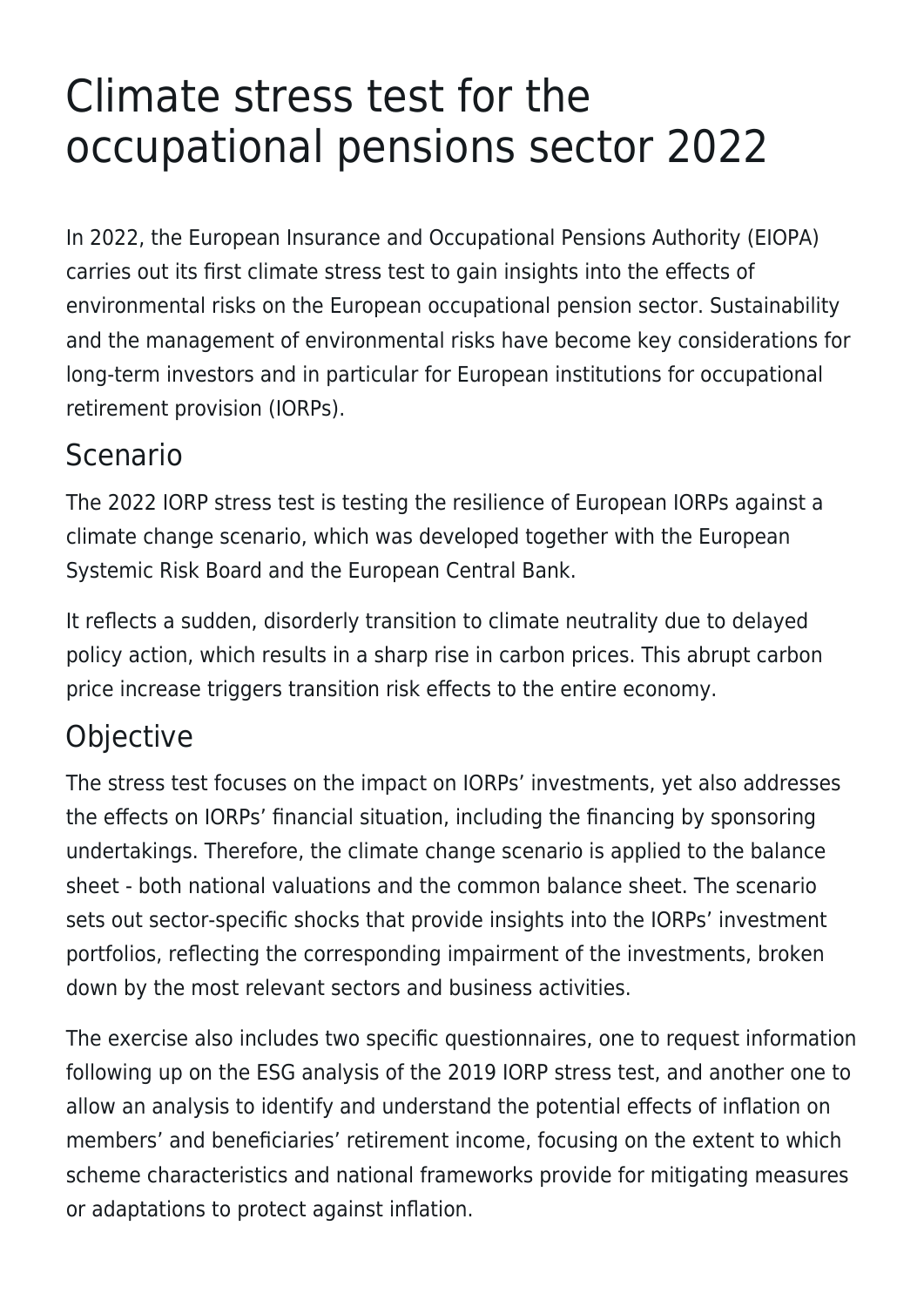# Climate stress test for the occupational pensions sector 2022

In 2022, the European Insurance and Occupational Pensions Authority (EIOPA) carries out its first climate stress test to gain insights into the effects of environmental risks on the European occupational pension sector. Sustainability and the management of environmental risks have become key considerations for long-term investors and in particular for European institutions for occupational retirement provision (IORPs).

## Scenario

The 2022 IORP stress test is testing the resilience of European IORPs against a climate change scenario, which was developed together with the European Systemic Risk Board and the European Central Bank.

It reflects a sudden, disorderly transition to climate neutrality due to delayed policy action, which results in a sharp rise in carbon prices. This abrupt carbon price increase triggers transition risk effects to the entire economy.

## Objective

The stress test focuses on the impact on IORPs' investments, yet also addresses the effects on IORPs' financial situation, including the financing by sponsoring undertakings. Therefore, the climate change scenario is applied to the balance sheet - both national valuations and the common balance sheet. The scenario sets out sector-specific shocks that provide insights into the IORPs' investment portfolios, reflecting the corresponding impairment of the investments, broken down by the most relevant sectors and business activities.

The exercise also includes two specific questionnaires, one to request information following up on the ESG analysis of the 2019 IORP stress test, and another one to allow an analysis to identify and understand the potential effects of inflation on members' and beneficiaries' retirement income, focusing on the extent to which scheme characteristics and national frameworks provide for mitigating measures or adaptations to protect against inflation.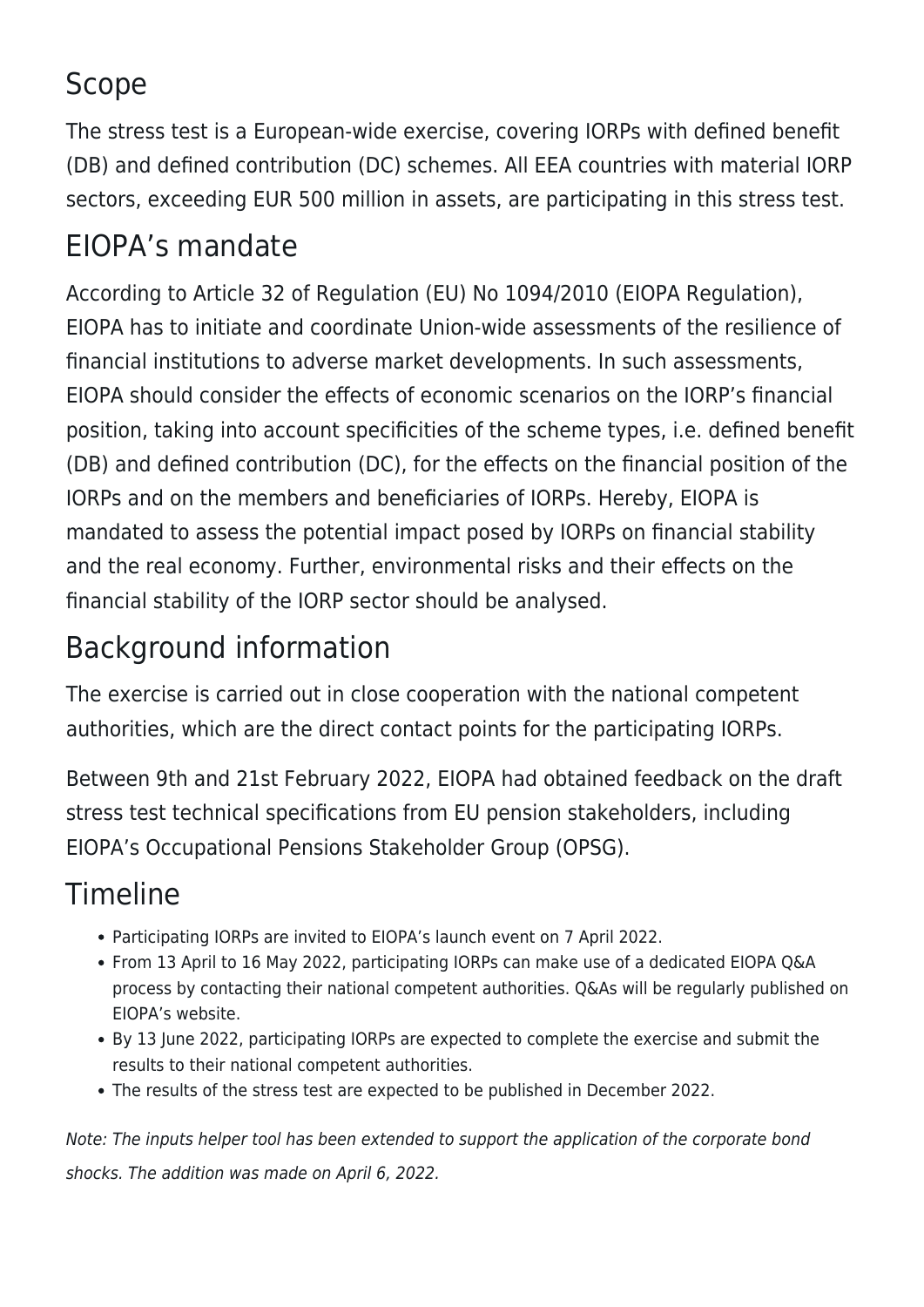## Scope

The stress test is a European-wide exercise, covering IORPs with defined benefit (DB) and defined contribution (DC) schemes. All EEA countries with material IORP sectors, exceeding EUR 500 million in assets, are participating in this stress test.

## EIOPA's mandate

According to Article 32 of Regulation (EU) No 1094/2010 (EIOPA Regulation), EIOPA has to initiate and coordinate Union-wide assessments of the resilience of financial institutions to adverse market developments. In such assessments, EIOPA should consider the effects of economic scenarios on the IORP's financial position, taking into account specificities of the scheme types, i.e. defined benefit (DB) and defined contribution (DC), for the effects on the financial position of the IORPs and on the members and beneficiaries of IORPs. Hereby, EIOPA is mandated to assess the potential impact posed by IORPs on financial stability and the real economy. Further, environmental risks and their effects on the financial stability of the IORP sector should be analysed.

## Background information

The exercise is carried out in close cooperation with the national competent authorities, which are the direct contact points for the participating IORPs.

Between 9th and 21st February 2022, EIOPA had obtained feedback on the draft stress test technical specifications from EU pension stakeholders, including EIOPA's Occupational Pensions Stakeholder Group (OPSG).

## Timeline

- Participating IORPs are invited to EIOPA's launch event on 7 April 2022.
- From 13 April to 16 May 2022, participating IORPs can make use of a dedicated EIOPA Q&A process by contacting their national competent authorities. Q&As will be regularly published on EIOPA's website.
- By 13 June 2022, participating IORPs are expected to complete the exercise and submit the results to their national competent authorities.
- The results of the stress test are expected to be published in December 2022.

*Note: The inputs helper tool has been extended to support the application of the corporate bond shocks. The addition was made on April 6, 2022.*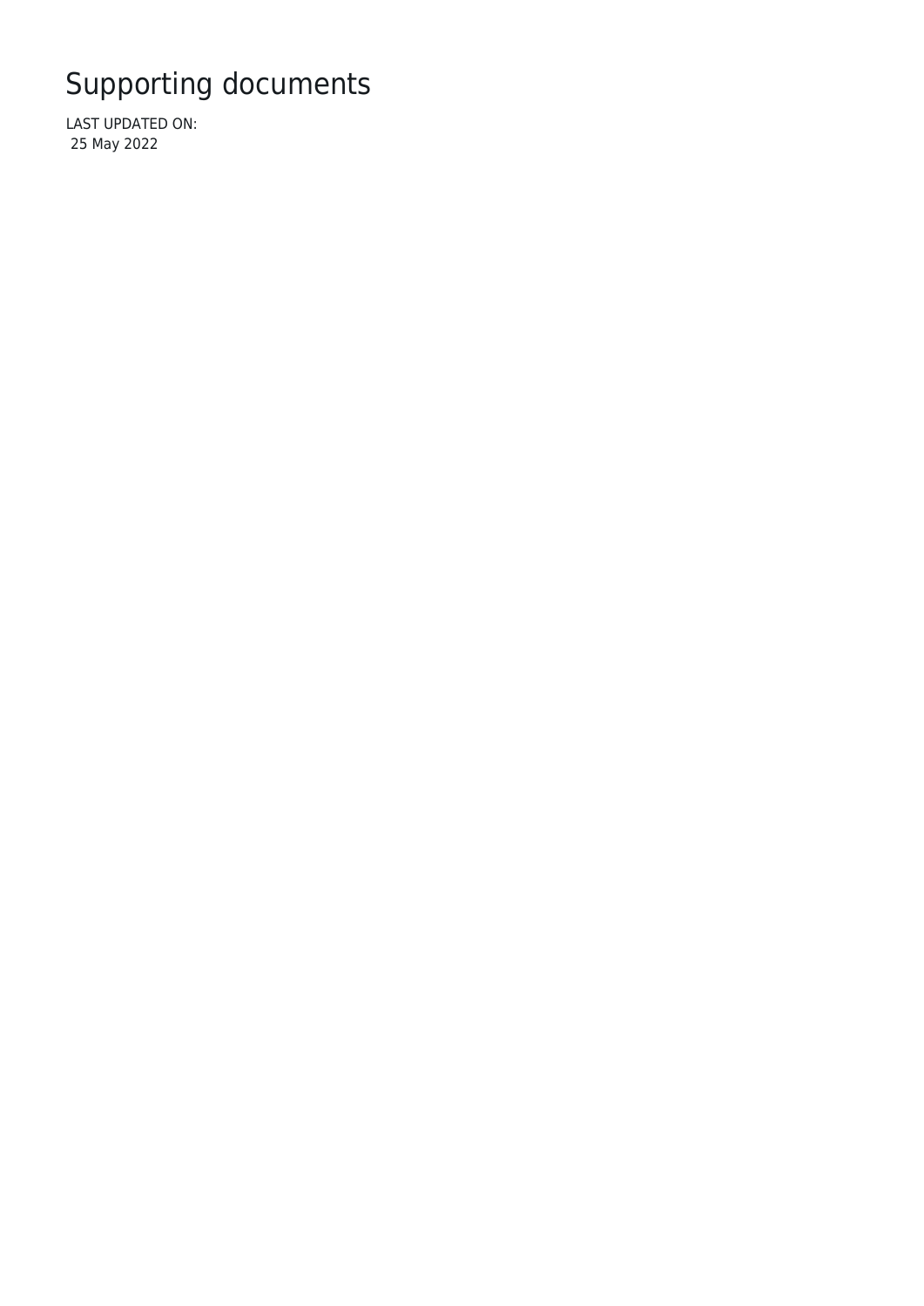# Supporting documents

LAST UPDATED ON:
25 May 2022